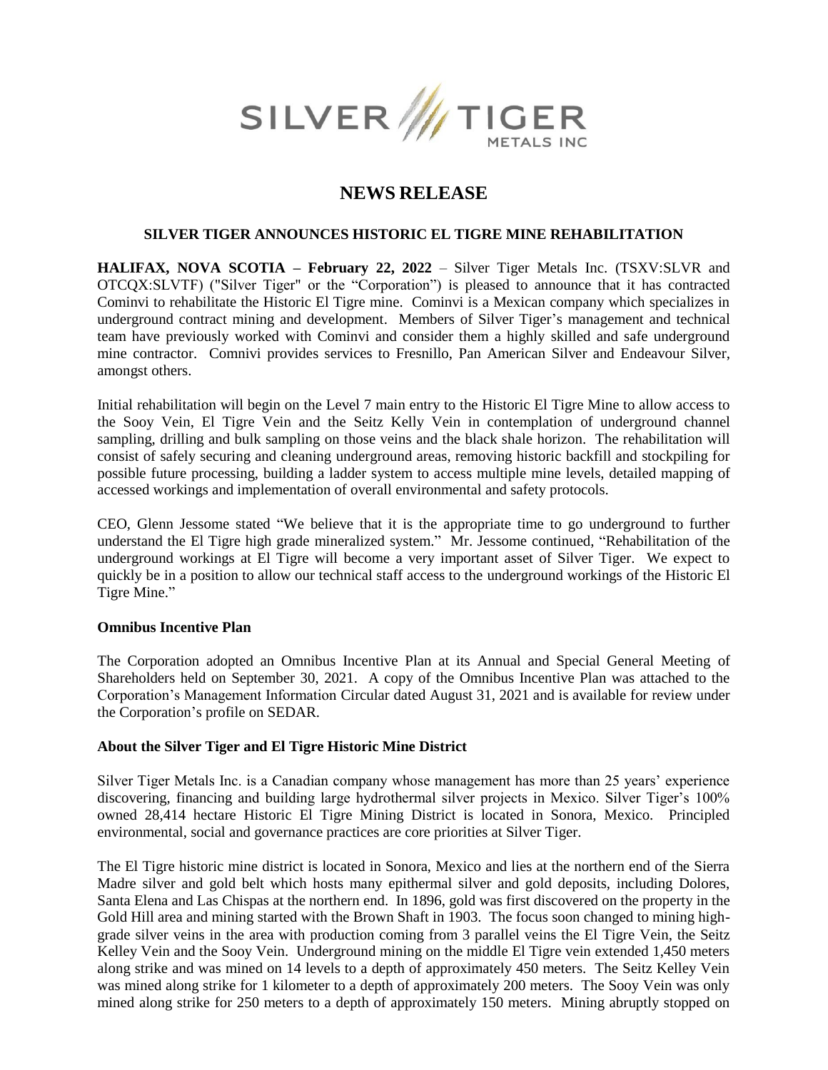SILVER TIGER METALS INC

# NEWS RELEASE

## SILVER TIGER ANNOUNCES HISTORIC EL TIGRE MINE REHABILITATION

**HALIFAX, NOVA SCOTIA – February 22, 2022** – Silver Tiger Metals Inc. (TSXV:SLVR and OTCQX:SLVTF) ("Silver Tiger" or the "Corporation") is pleased to announce that it has contracted Cominvi to rehabilitate the Historic El Tigre mine. Cominvi is a Mexican company which specializes in underground contract mining and development. Members of Silver Tiger's management and technical team have previously worked with Cominvi and consider them a highly skilled and safe underground mine contractor. Comnivi provides services to Fresnillo, Pan American Silver and Endeavour Silver, amongst others.

Initial rehabilitation will begin on the Level 7 main entry to the Historic El Tigre Mine to allow access to the Sooy Vein, El Tigre Vein and the Seitz Kelly Vein in contemplation of underground channel sampling, drilling and bulk sampling on those veins and the black shale horizon. The rehabilitation will consist of safely securing and cleaning underground areas, removing historic backfill and stockpiling for possible future processing, building a ladder system to access multiple mine levels, detailed mapping of accessed workings and implementation of overall environmental and safety protocols.

CEO, Glenn Jessome stated "We believe that it is the appropriate time to go underground to further understand the El Tigre high grade mineralized system." Mr. Jessome continued, "Rehabilitation of the underground workings at El Tigre will become a very important asset of Silver Tiger. We expect to quickly be in a position to allow our technical staff access to the underground workings of the Historic El Tigre Mine."

### Omnibus Incentive Plan

The Corporation adopted an Omnibus Incentive Plan at its Annual and Special General Meeting of Shareholders held on September 30, 2021. A copy of the Omnibus Incentive Plan was attached to the Corporation's Management Information Circular dated August 31, 2021 and is available for review under the Corporation's profile on SEDAR.

### About the Silver Tiger and El Tigre Historic Mine District

Silver Tiger Metals Inc. is a Canadian company whose management has more than 25 years' experience discovering, financing and building large hydrothermal silver projects in Mexico. Silver Tiger's 100% owned 28,414 hectare Historic El Tigre Mining District is located in Sonora, Mexico. Principled environmental, social and governance practices are core priorities at Silver Tiger.

The El Tigre historic mine district is located in Sonora, Mexico and lies at the northern end of the Sierra Madre silver and gold belt which hosts many epithermal silver and gold deposits, including Dolores, Santa Elena and Las Chispas at the northern end. In 1896, gold was first discovered on the property in the Gold Hill area and mining started with the Brown Shaft in 1903. The focus soon changed to mining high-grade silver veins in the area with production coming from 3 parallel veins the El Tigre Vein, the Seitz Kelley Vein and the Sooy Vein. Underground mining on the middle El Tigre vein extended 1,450 meters along strike and was mined on 14 levels to a depth of approximately 450 meters. The Seitz Kelley Vein was mined along strike for 1 kilometer to a depth of approximately 200 meters. The Sooy Vein was only mined along strike for 250 meters to a depth of approximately 150 meters. Mining abruptly stopped on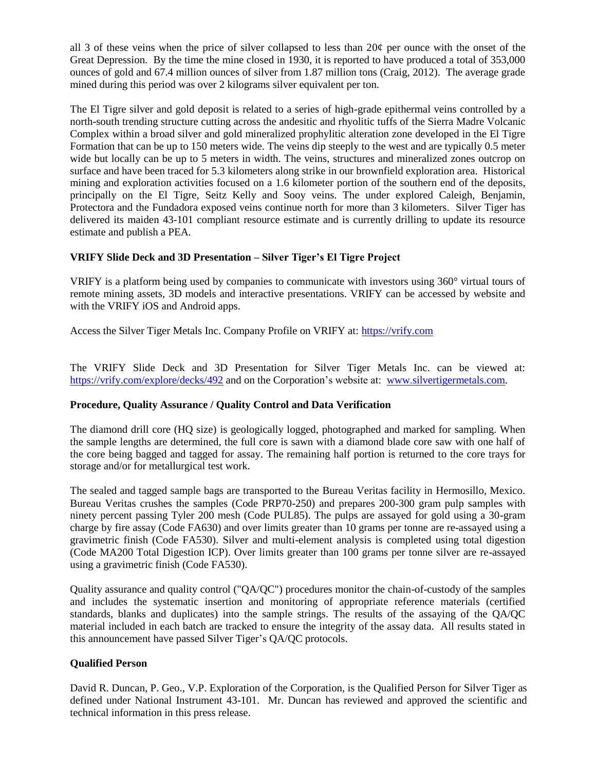all 3 of these veins when the price of silver collapsed to less than 20¢ per ounce with the onset of the Great Depression. By the time the mine closed in 1930, it is reported to have produced a total of 353,000 ounces of gold and 67.4 million ounces of silver from 1.87 million tons (Craig, 2012). The average grade mined during this period was over 2 kilograms silver equivalent per ton.

The El Tigre silver and gold deposit is related to a series of high-grade epithermal veins controlled by a north-south trending structure cutting across the andesitic and rhyolitic tuffs of the Sierra Madre Volcanic Complex within a broad silver and gold mineralized prophylitic alteration zone developed in the El Tigre Formation that can be up to 150 meters wide. The veins dip steeply to the west and are typically 0.5 meter wide but locally can be up to 5 meters in width. The veins, structures and mineralized zones outcrop on surface and have been traced for 5.3 kilometers along strike in our brownfield exploration area. Historical mining and exploration activities focused on a 1.6 kilometer portion of the southern end of the deposits, principally on the El Tigre, Seitz Kelly and Sooy veins. The under explored Caleigh, Benjamin, Protectora and the Fundadora exposed veins continue north for more than 3 kilometers. Silver Tiger has delivered its maiden 43-101 compliant resource estimate and is currently drilling to update its resource estimate and publish a PEA.

**VRIFY Slide Deck and 3D Presentation – Silver Tiger's El Tigre Project**

VRIFY is a platform being used by companies to communicate with investors using 360° virtual tours of remote mining assets, 3D models and interactive presentations. VRIFY can be accessed by website and with the VRIFY iOS and Android apps.

Access the Silver Tiger Metals Inc. Company Profile on VRIFY at: https://vrify.com

The VRIFY Slide Deck and 3D Presentation for Silver Tiger Metals Inc. can be viewed at: https://vrify.com/explore/decks/492 and on the Corporation's website at: www.silvertigermetals.com.

**Procedure, Quality Assurance / Quality Control and Data Verification**

The diamond drill core (HQ size) is geologically logged, photographed and marked for sampling. When the sample lengths are determined, the full core is sawn with a diamond blade core saw with one half of the core being bagged and tagged for assay. The remaining half portion is returned to the core trays for storage and/or for metallurgical test work.

The sealed and tagged sample bags are transported to the Bureau Veritas facility in Hermosillo, Mexico. Bureau Veritas crushes the samples (Code PRP70-250) and prepares 200-300 gram pulp samples with ninety percent passing Tyler 200 mesh (Code PUL85). The pulps are assayed for gold using a 30-gram charge by fire assay (Code FA630) and over limits greater than 10 grams per tonne are re-assayed using a gravimetric finish (Code FA530). Silver and multi-element analysis is completed using total digestion (Code MA200 Total Digestion ICP). Over limits greater than 100 grams per tonne silver are re-assayed using a gravimetric finish (Code FA530).

Quality assurance and quality control ("QA/QC") procedures monitor the chain-of-custody of the samples and includes the systematic insertion and monitoring of appropriate reference materials (certified standards, blanks and duplicates) into the sample strings. The results of the assaying of the QA/QC material included in each batch are tracked to ensure the integrity of the assay data. All results stated in this announcement have passed Silver Tiger's QA/QC protocols.

**Qualified Person**

David R. Duncan, P. Geo., V.P. Exploration of the Corporation, is the Qualified Person for Silver Tiger as defined under National Instrument 43-101. Mr. Duncan has reviewed and approved the scientific and technical information in this press release.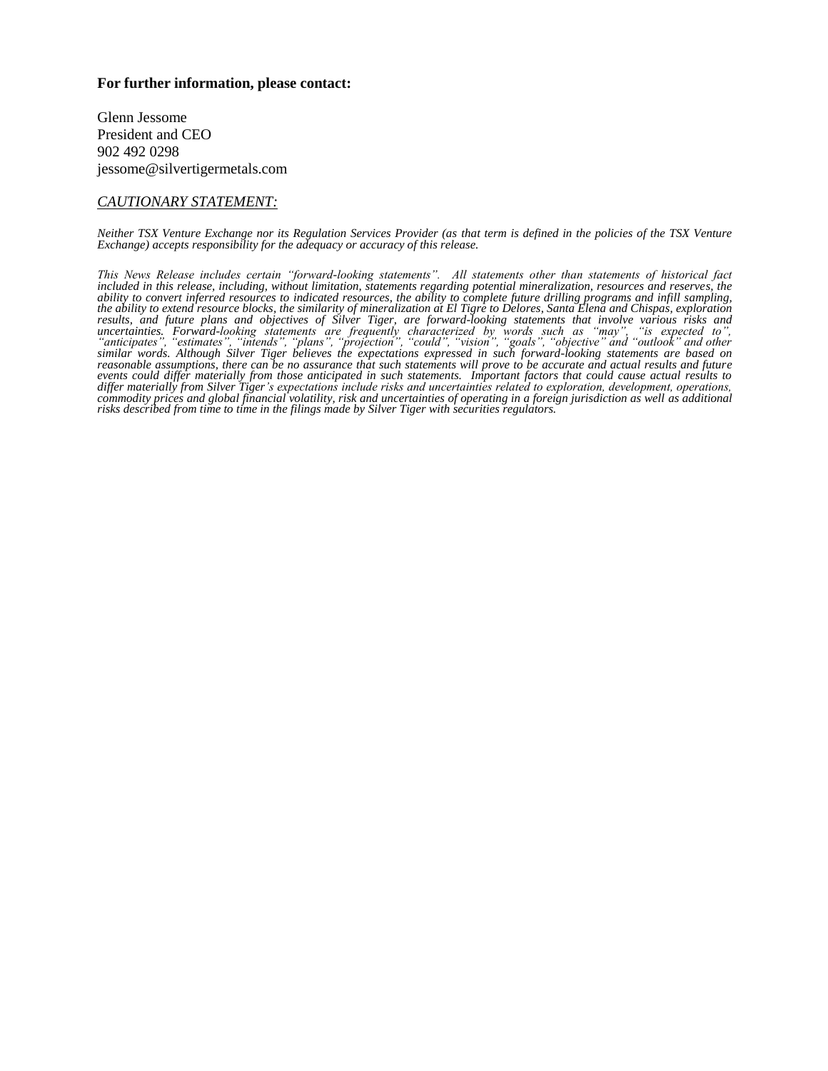**For further information, please contact:**

Glenn Jessome
President and CEO
902 492 0298
jessome@silvertigermetals.com

*CAUTIONARY STATEMENT:*

*Neither TSX Venture Exchange nor its Regulation Services Provider (as that term is defined in the policies of the TSX Venture Exchange) accepts responsibility for the adequacy or accuracy of this release.*

*This News Release includes certain "forward-looking statements". All statements other than statements of historical fact included in this release, including, without limitation, statements regarding potential mineralization, resources and reserves, the ability to convert inferred resources to indicated resources, the ability to complete future drilling programs and infill sampling, the ability to extend resource blocks, the similarity of mineralization at El Tigre to Delores, Santa Elena and Chispas, exploration results, and future plans and objectives of Silver Tiger, are forward-looking statements that involve various risks and uncertainties. Forward-looking statements are frequently characterized by words such as "may", "is expected to", "anticipates", "estimates", "intends", "plans", "projection", "could", "vision", "goals", "objective" and "outlook" and other similar words. Although Silver Tiger believes the expectations expressed in such forward-looking statements are based on reasonable assumptions, there can be no assurance that such statements will prove to be accurate and actual results and future events could differ materially from those anticipated in such statements. Important factors that could cause actual results to differ materially from Silver Tiger's expectations include risks and uncertainties related to exploration, development, operations, commodity prices and global financial volatility, risk and uncertainties of operating in a foreign jurisdiction as well as additional risks described from time to time in the filings made by Silver Tiger with securities regulators.*